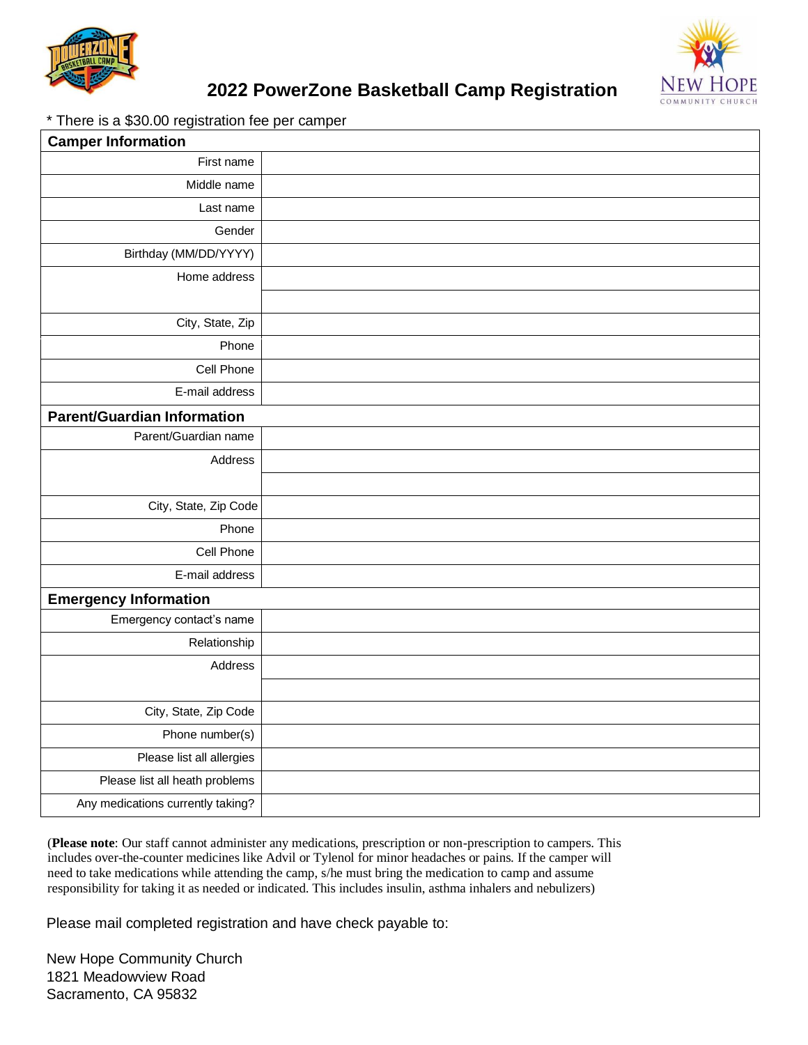# 2022 PowerZone Basketball Camp Registration

* There is a $30.00 registration fee per camper

| **Camper Information** | |
|---|---|
| First name | |
| Middle name | |
| Last name | |
| Gender | |
| Birthday (MM/DD/YYYY) | |
| Home address | |
| | |
| City, State, Zip | |
| Phone | |
| Cell Phone | |
| E-mail address | |
| **Parent/Guardian Information** | |
| Parent/Guardian name | |
| Address | |
| | |
| City, State, Zip Code | |
| Phone | |
| Cell Phone | |
| E-mail address | |
| **Emergency Information** | |
| Emergency contact's name | |
| Relationship | |
| Address | |
| | |
| City, State, Zip Code | |
| Phone number(s) | |
| Please list all allergies | |
| Please list all heath problems | |
| Any medications currently taking? | |

(**Please note**: Our staff cannot administer any medications, prescription or non-prescription to campers. This includes over-the-counter medicines like Advil or Tylenol for minor headaches or pains. If the camper will need to take medications while attending the camp, s/he must bring the medication to camp and assume responsibility for taking it as needed or indicated. This includes insulin, asthma inhalers and nebulizers)

Please mail completed registration and have check payable to:

New Hope Community Church
1821 Meadowview Road
Sacramento, CA 95832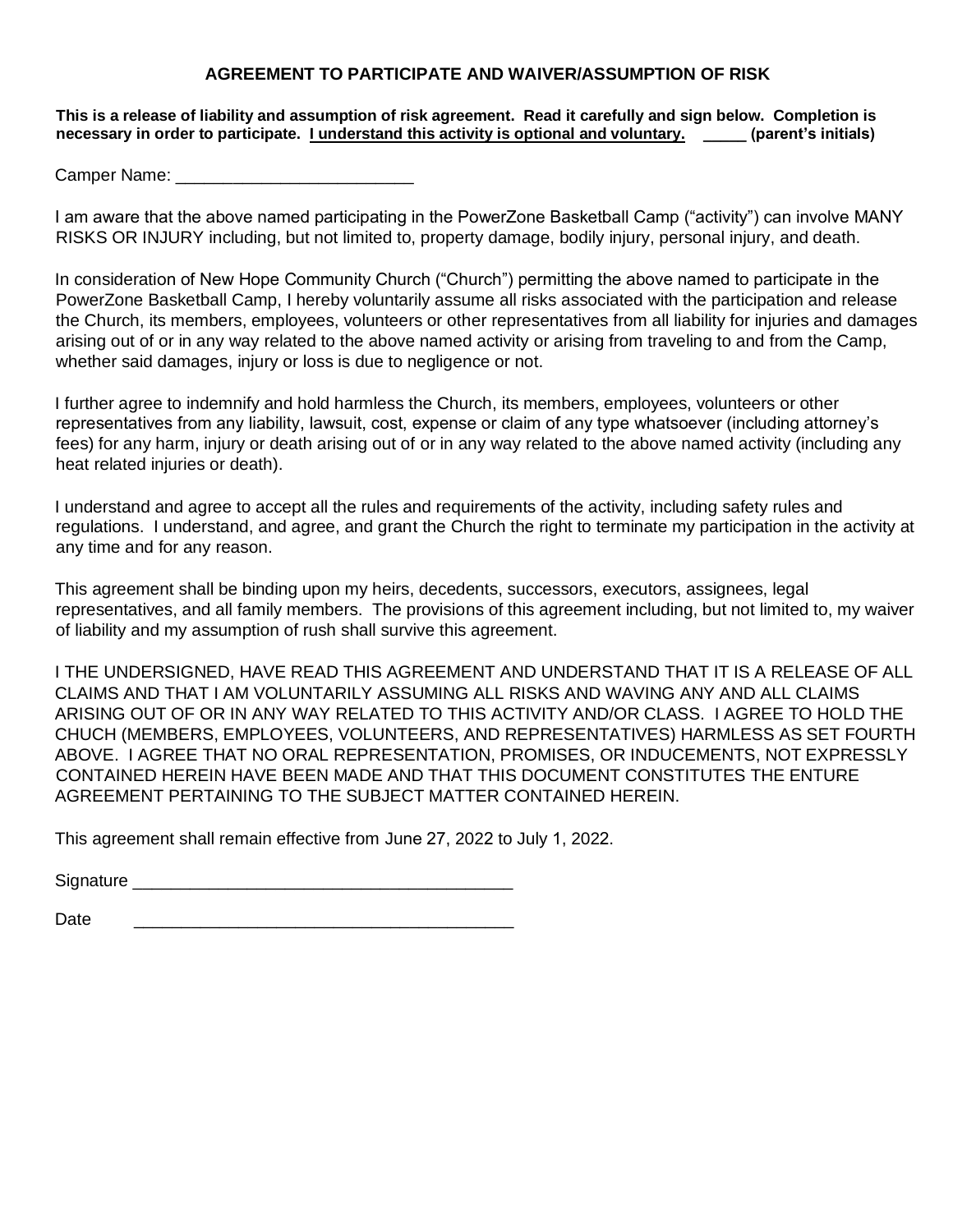## AGREEMENT TO PARTICIPATE AND WAIVER/ASSUMPTION OF RISK

**This is a release of liability and assumption of risk agreement. Read it carefully and sign below. Completion is necessary in order to participate. <u>I understand this activity is optional and voluntary.</u> _____ (parent's initials)**

Camper Name: _________________________

I am aware that the above named participating in the PowerZone Basketball Camp ("activity") can involve MANY RISKS OR INJURY including, but not limited to, property damage, bodily injury, personal injury, and death.

In consideration of New Hope Community Church ("Church") permitting the above named to participate in the PowerZone Basketball Camp, I hereby voluntarily assume all risks associated with the participation and release the Church, its members, employees, volunteers or other representatives from all liability for injuries and damages arising out of or in any way related to the above named activity or arising from traveling to and from the Camp, whether said damages, injury or loss is due to negligence or not.

I further agree to indemnify and hold harmless the Church, its members, employees, volunteers or other representatives from any liability, lawsuit, cost, expense or claim of any type whatsoever (including attorney's fees) for any harm, injury or death arising out of or in any way related to the above named activity (including any heat related injuries or death).

I understand and agree to accept all the rules and requirements of the activity, including safety rules and regulations. I understand, and agree, and grant the Church the right to terminate my participation in the activity at any time and for any reason.

This agreement shall be binding upon my heirs, decedents, successors, executors, assignees, legal representatives, and all family members. The provisions of this agreement including, but not limited to, my waiver of liability and my assumption of rush shall survive this agreement.

I THE UNDERSIGNED, HAVE READ THIS AGREEMENT AND UNDERSTAND THAT IT IS A RELEASE OF ALL CLAIMS AND THAT I AM VOLUNTARILY ASSUMING ALL RISKS AND WAVING ANY AND ALL CLAIMS ARISING OUT OF OR IN ANY WAY RELATED TO THIS ACTIVITY AND/OR CLASS. I AGREE TO HOLD THE CHUCH (MEMBERS, EMPLOYEES, VOLUNTEERS, AND REPRESENTATIVES) HARMLESS AS SET FOURTH ABOVE. I AGREE THAT NO ORAL REPRESENTATION, PROMISES, OR INDUCEMENTS, NOT EXPRESSLY CONTAINED HEREIN HAVE BEEN MADE AND THAT THIS DOCUMENT CONSTITUTES THE ENTURE AGREEMENT PERTAINING TO THE SUBJECT MATTER CONTAINED HEREIN.

This agreement shall remain effective from June 27, 2022 to July 1, 2022.

Signature ________________________________________

Date ________________________________________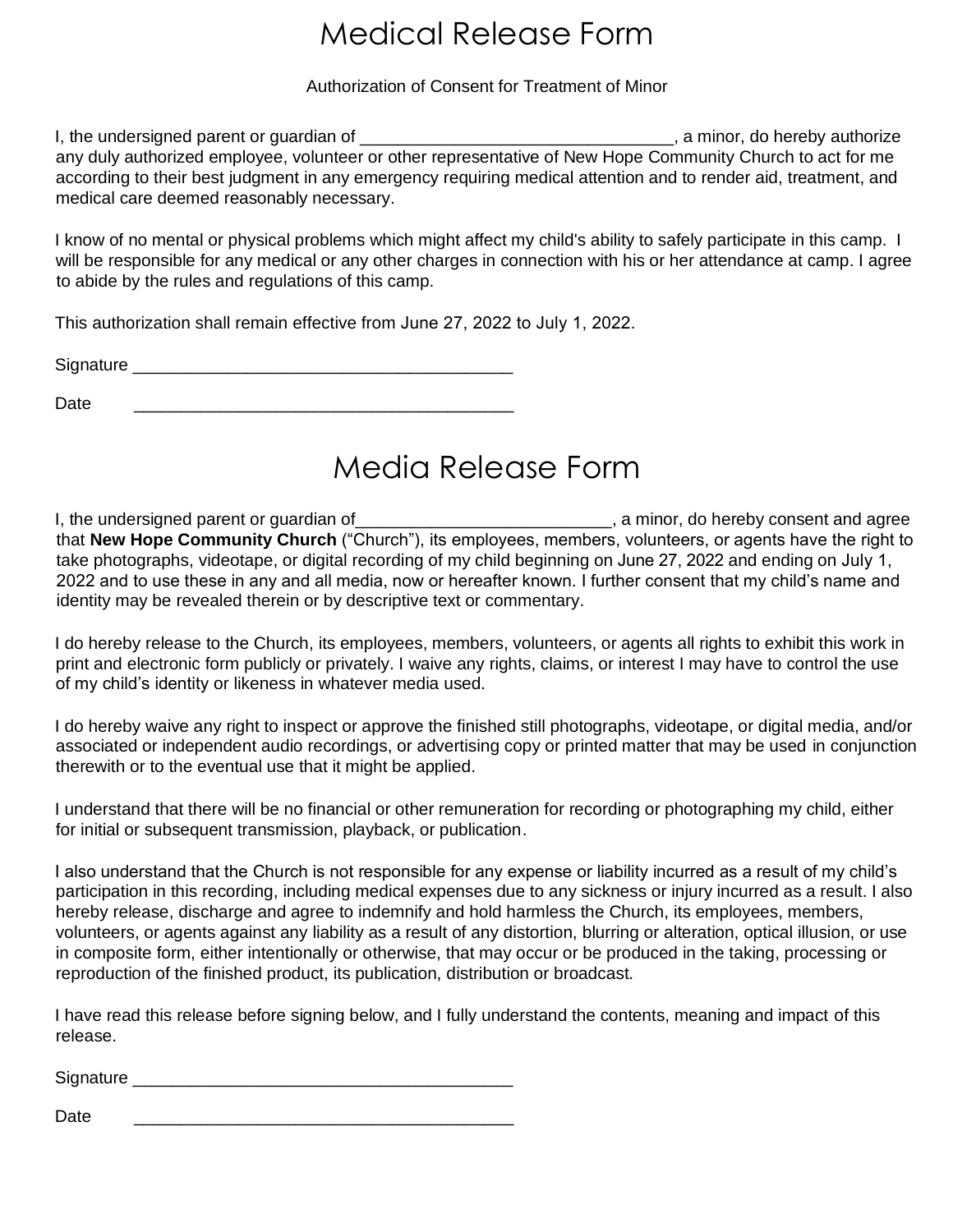# Medical Release Form

Authorization of Consent for Treatment of Minor

I, the undersigned parent or guardian of ________________________________, a minor, do hereby authorize any duly authorized employee, volunteer or other representative of New Hope Community Church to act for me according to their best judgment in any emergency requiring medical attention and to render aid, treatment, and medical care deemed reasonably necessary.

I know of no mental or physical problems which might affect my child's ability to safely participate in this camp. I will be responsible for any medical or any other charges in connection with his or her attendance at camp. I agree to abide by the rules and regulations of this camp.

This authorization shall remain effective from June 27, 2022 to July 1, 2022.

Signature ________________________________________

Date ________________________________________

# Media Release Form

I, the undersigned parent or guardian of__________________________, a minor, do hereby consent and agree that **New Hope Community Church** ("Church"), its employees, members, volunteers, or agents have the right to take photographs, videotape, or digital recording of my child beginning on June 27, 2022 and ending on July 1, 2022 and to use these in any and all media, now or hereafter known. I further consent that my child's name and identity may be revealed therein or by descriptive text or commentary.

I do hereby release to the Church, its employees, members, volunteers, or agents all rights to exhibit this work in print and electronic form publicly or privately. I waive any rights, claims, or interest I may have to control the use of my child's identity or likeness in whatever media used.

I do hereby waive any right to inspect or approve the finished still photographs, videotape, or digital media, and/or associated or independent audio recordings, or advertising copy or printed matter that may be used in conjunction therewith or to the eventual use that it might be applied.

I understand that there will be no financial or other remuneration for recording or photographing my child, either for initial or subsequent transmission, playback, or publication.

I also understand that the Church is not responsible for any expense or liability incurred as a result of my child's participation in this recording, including medical expenses due to any sickness or injury incurred as a result. I also hereby release, discharge and agree to indemnify and hold harmless the Church, its employees, members, volunteers, or agents against any liability as a result of any distortion, blurring or alteration, optical illusion, or use in composite form, either intentionally or otherwise, that may occur or be produced in the taking, processing or reproduction of the finished product, its publication, distribution or broadcast.

I have read this release before signing below, and I fully understand the contents, meaning and impact of this release.

Signature ________________________________________

Date ________________________________________